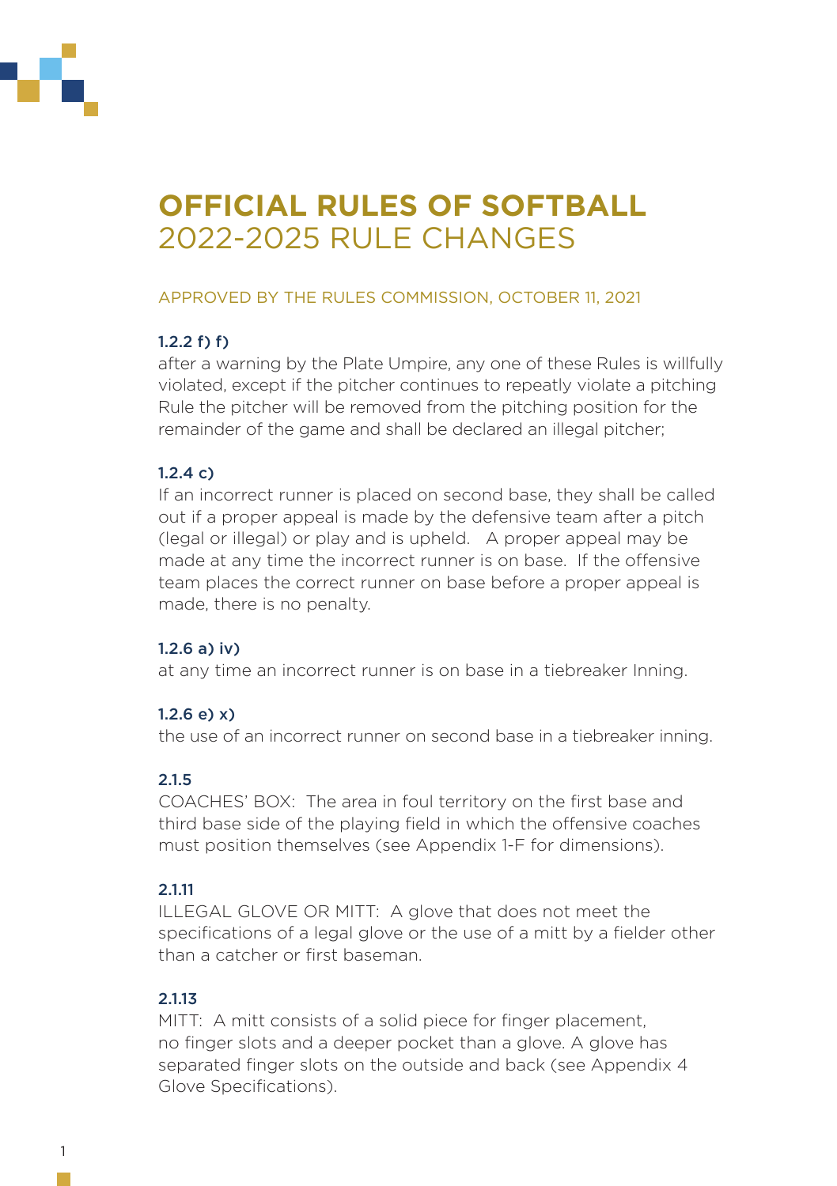# OFFICIAL RULES OF SOFTBALL
## 2022-2025 RULE CHANGES

APPROVED BY THE RULES COMMISSION, OCTOBER 11, 2021

### 1.2.2 f) f)

after a warning by the Plate Umpire, any one of these Rules is willfully violated, except if the pitcher continues to repeatly violate a pitching Rule the pitcher will be removed from the pitching position for the remainder of the game and shall be declared an illegal pitcher;

### 1.2.4 c)

If an incorrect runner is placed on second base, they shall be called out if a proper appeal is made by the defensive team after a pitch (legal or illegal) or play and is upheld. A proper appeal may be made at any time the incorrect runner is on base. If the offensive team places the correct runner on base before a proper appeal is made, there is no penalty.

### 1.2.6 a) iv)

at any time an incorrect runner is on base in a tiebreaker Inning.

### 1.2.6 e) x)

the use of an incorrect runner on second base in a tiebreaker inning.

### 2.1.5

COACHES' BOX: The area in foul territory on the first base and third base side of the playing field in which the offensive coaches must position themselves (see Appendix 1-F for dimensions).

### 2.1.11

ILLEGAL GLOVE OR MITT: A glove that does not meet the specifications of a legal glove or the use of a mitt by a fielder other than a catcher or first baseman.

### 2.1.13

MITT: A mitt consists of a solid piece for finger placement, no finger slots and a deeper pocket than a glove. A glove has separated finger slots on the outside and back (see Appendix 4 Glove Specifications).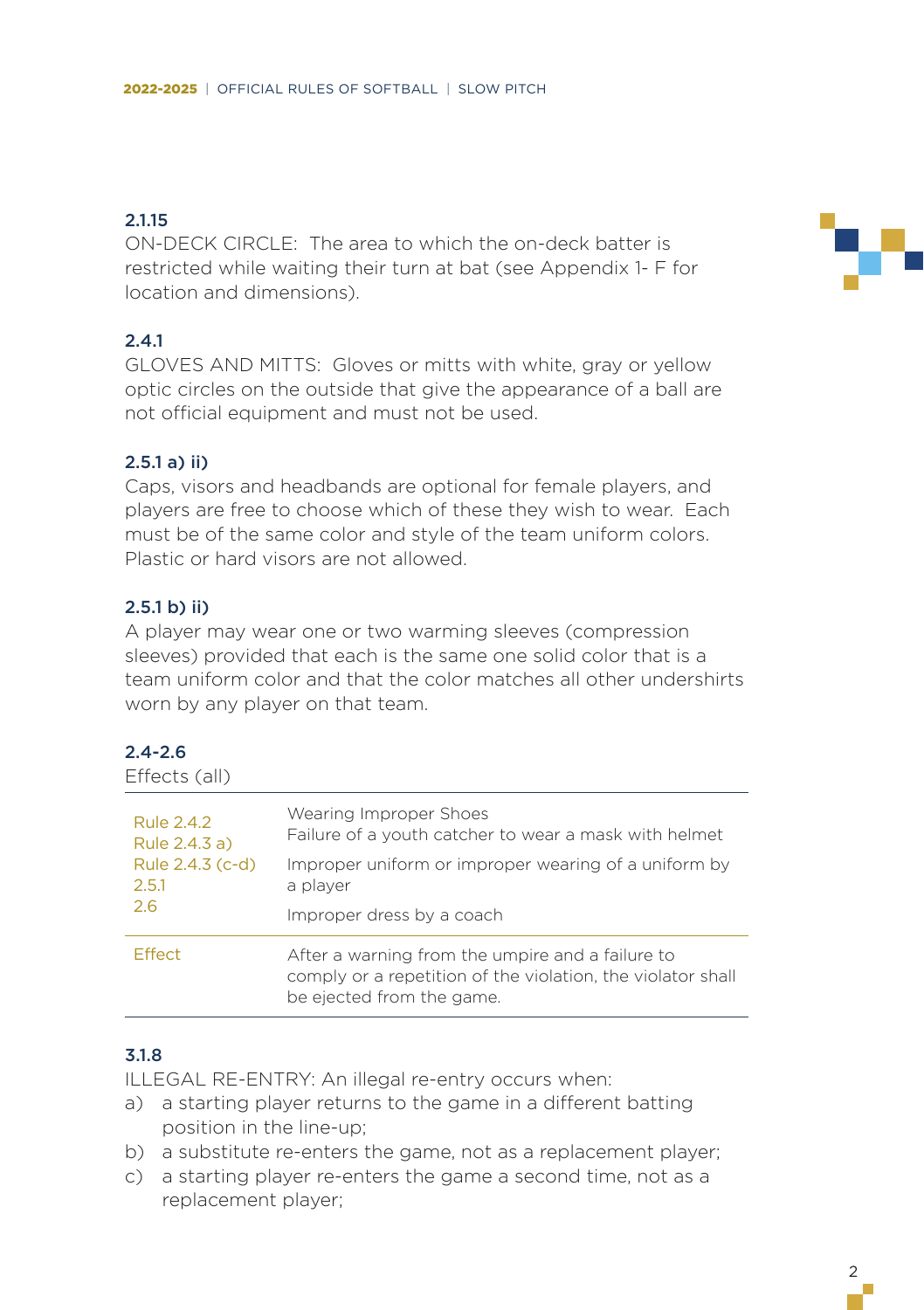### 2.1.15

ON-DECK CIRCLE: The area to which the on-deck batter is restricted while waiting their turn at bat (see Appendix 1- F for location and dimensions).

### 2.4.1

GLOVES AND MITTS: Gloves or mitts with white, gray or yellow optic circles on the outside that give the appearance of a ball are not official equipment and must not be used.

### 2.5.1 a) ii)

Caps, visors and headbands are optional for female players, and players are free to choose which of these they wish to wear. Each must be of the same color and style of the team uniform colors. Plastic or hard visors are not allowed.

### 2.5.1 b) ii)

A player may wear one or two warming sleeves (compression sleeves) provided that each is the same one solid color that is a team uniform color and that the color matches all other undershirts worn by any player on that team.

### 2.4-2.6

Effects (all)

| | |
|---|---|
| Rule 2.4.2<br>Rule 2.4.3 a)<br>Rule 2.4.3 (c-d)<br>2.5.1<br>2.6 | Wearing Improper Shoes<br>Failure of a youth catcher to wear a mask with helmet<br>Improper uniform or improper wearing of a uniform by a player<br>Improper dress by a coach |
| Effect | After a warning from the umpire and a failure to comply or a repetition of the violation, the violator shall be ejected from the game. |

### 3.1.8

ILLEGAL RE-ENTRY: An illegal re-entry occurs when:

a) a starting player returns to the game in a different batting position in the line-up;
b) a substitute re-enters the game, not as a replacement player;
c) a starting player re-enters the game a second time, not as a replacement player;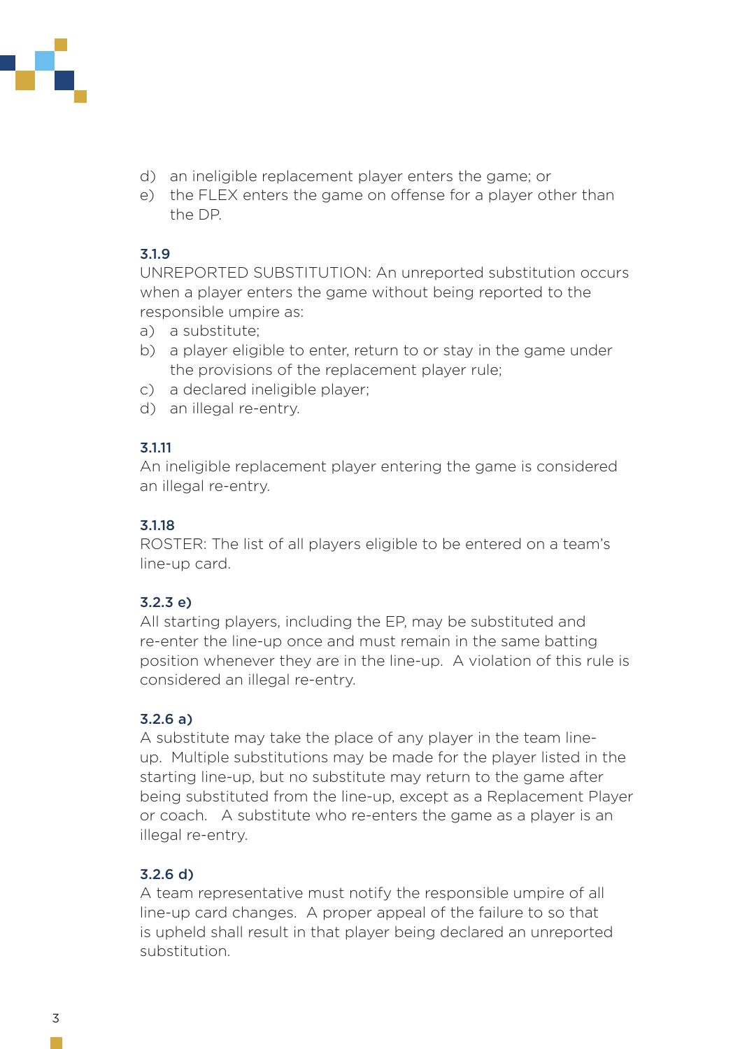d) an ineligible replacement player enters the game; or
e) the FLEX enters the game on offense for a player other than the DP.

### 3.1.9

UNREPORTED SUBSTITUTION: An unreported substitution occurs when a player enters the game without being reported to the responsible umpire as:

a) a substitute;
b) a player eligible to enter, return to or stay in the game under the provisions of the replacement player rule;
c) a declared ineligible player;
d) an illegal re-entry.

### 3.1.11

An ineligible replacement player entering the game is considered an illegal re-entry.

### 3.1.18

ROSTER: The list of all players eligible to be entered on a team's line-up card.

### 3.2.3 e)

All starting players, including the EP, may be substituted and re-enter the line-up once and must remain in the same batting position whenever they are in the line-up. A violation of this rule is considered an illegal re-entry.

### 3.2.6 a)

A substitute may take the place of any player in the team line-up. Multiple substitutions may be made for the player listed in the starting line-up, but no substitute may return to the game after being substituted from the line-up, except as a Replacement Player or coach. A substitute who re-enters the game as a player is an illegal re-entry.

### 3.2.6 d)

A team representative must notify the responsible umpire of all line-up card changes. A proper appeal of the failure to so that is upheld shall result in that player being declared an unreported substitution.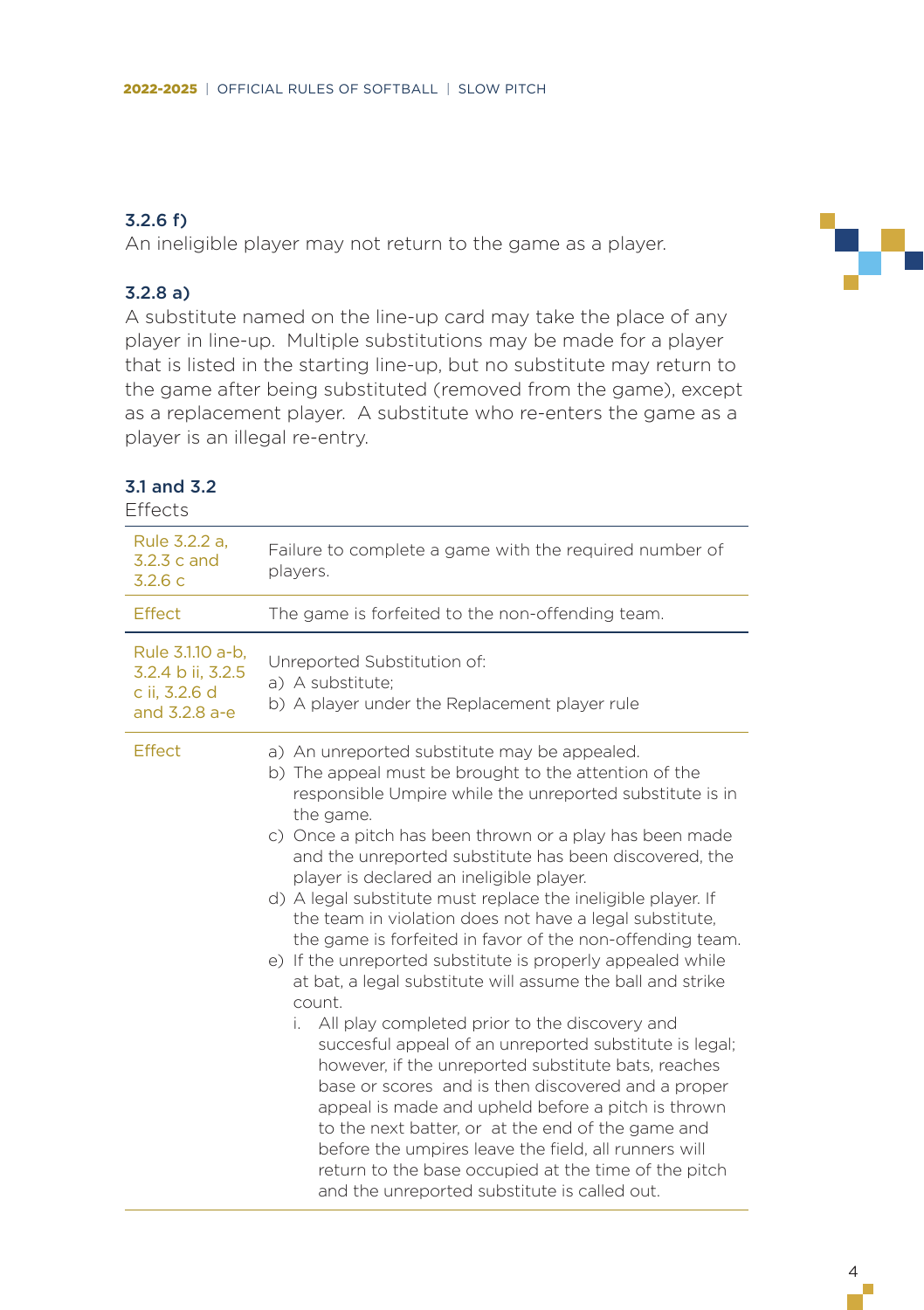### 3.2.6 f)

An ineligible player may not return to the game as a player.

### 3.2.8 a)

A substitute named on the line-up card may take the place of any player in line-up. Multiple substitutions may be made for a player that is listed in the starting line-up, but no substitute may return to the game after being substituted (removed from the game), except as a replacement player. A substitute who re-enters the game as a player is an illegal re-entry.

### 3.1 and 3.2

Effects

| | |
|---|---|
| Rule 3.2.2 a, 3.2.3 c and 3.2.6 c | Failure to complete a game with the required number of players. |
| Effect | The game is forfeited to the non-offending team. |
| Rule 3.1.10 a-b, 3.2.4 b ii, 3.2.5 c ii, 3.2.6 d and 3.2.8 a-e | Unreported Substitution of:<br>a) A substitute;<br>b) A player under the Replacement player rule |
| Effect | a) An unreported substitute may be appealed.<br>b) The appeal must be brought to the attention of the responsible Umpire while the unreported substitute is in the game.<br>c) Once a pitch has been thrown or a play has been made and the unreported substitute has been discovered, the player is declared an ineligible player.<br>d) A legal substitute must replace the ineligible player. If the team in violation does not have a legal substitute, the game is forfeited in favor of the non-offending team.<br>e) If the unreported substitute is properly appealed while at bat, a legal substitute will assume the ball and strike count.<br>i. All play completed prior to the discovery and succesful appeal of an unreported substitute is legal; however, if the unreported substitute bats, reaches base or scores and is then discovered and a proper appeal is made and upheld before a pitch is thrown to the next batter, or at the end of the game and before the umpires leave the field, all runners will return to the base occupied at the time of the pitch and the unreported substitute is called out. |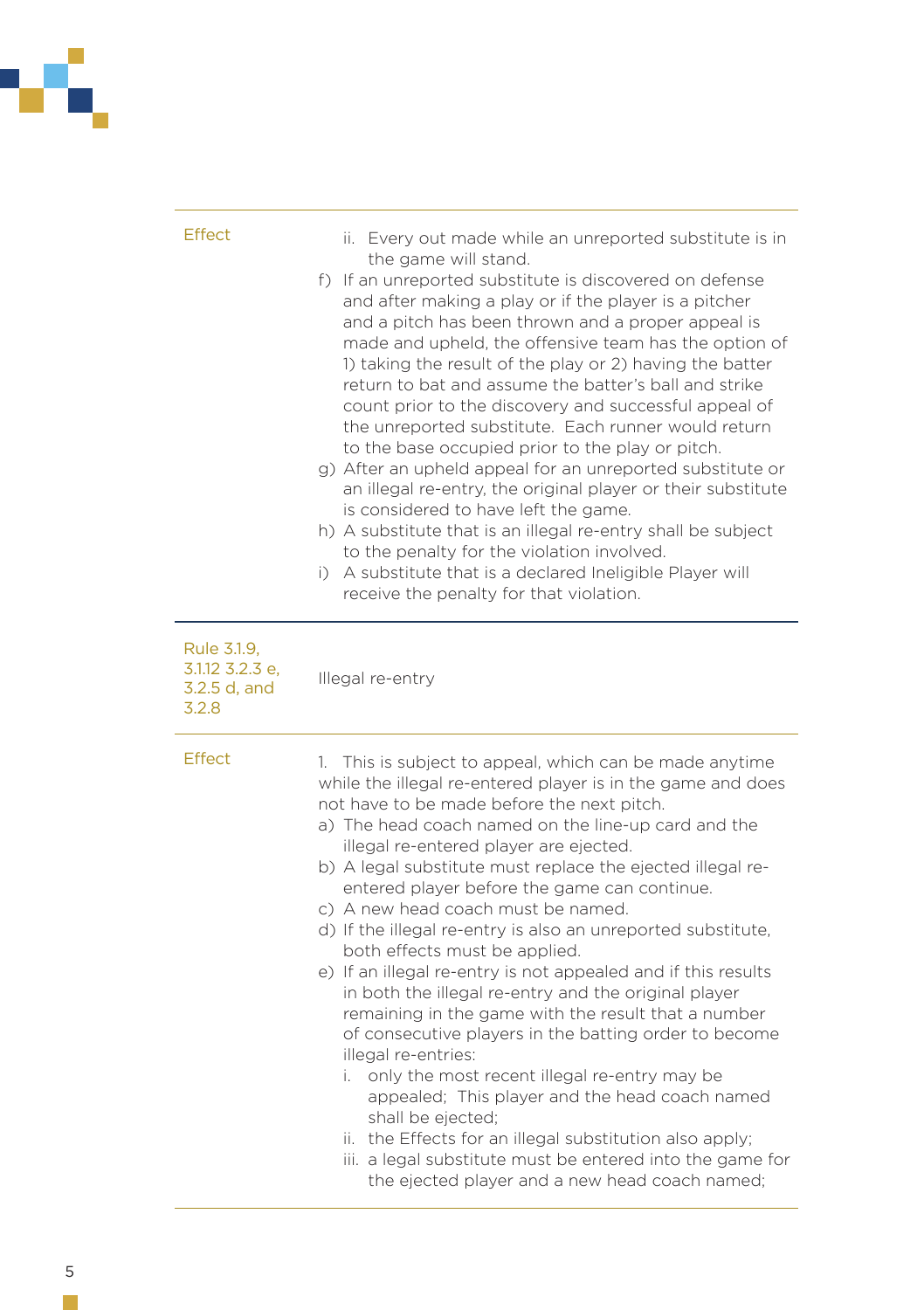| | |
|---|---|
| Effect | ii. Every out made while an unreported substitute is in the game will stand.<br>f) If an unreported substitute is discovered on defense and after making a play or if the player is a pitcher and a pitch has been thrown and a proper appeal is made and upheld, the offensive team has the option of 1) taking the result of the play or 2) having the batter return to bat and assume the batter's ball and strike count prior to the discovery and successful appeal of the unreported substitute. Each runner would return to the base occupied prior to the play or pitch.<br>g) After an upheld appeal for an unreported substitute or an illegal re-entry, the original player or their substitute is considered to have left the game.<br>h) A substitute that is an illegal re-entry shall be subject to the penalty for the violation involved.<br>i) A substitute that is a declared Ineligible Player will receive the penalty for that violation. |
| Rule 3.1.9, 3.1.12 3.2.3 e, 3.2.5 d, and 3.2.8 | Illegal re-entry |
| Effect | 1. This is subject to appeal, which can be made anytime while the illegal re-entered player is in the game and does not have to be made before the next pitch.<br>a) The head coach named on the line-up card and the illegal re-entered player are ejected.<br>b) A legal substitute must replace the ejected illegal re-entered player before the game can continue.<br>c) A new head coach must be named.<br>d) If the illegal re-entry is also an unreported substitute, both effects must be applied.<br>e) If an illegal re-entry is not appealed and if this results in both the illegal re-entry and the original player remaining in the game with the result that a number of consecutive players in the batting order to become illegal re-entries:<br>i. only the most recent illegal re-entry may be appealed; This player and the head coach named shall be ejected;<br>ii. the Effects for an illegal substitution also apply;<br>iii. a legal substitute must be entered into the game for the ejected player and a new head coach named; |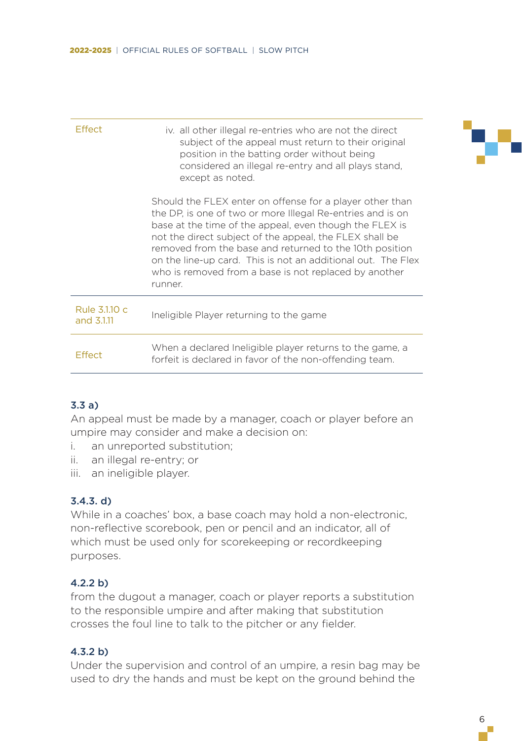| | |
|---|---|
| Effect | iv. all other illegal re-entries who are not the direct subject of the appeal must return to their original position in the batting order without being considered an illegal re-entry and all plays stand, except as noted.<br><br>Should the FLEX enter on offense for a player other than the DP, is one of two or more Illegal Re-entries and is on base at the time of the appeal, even though the FLEX is not the direct subject of the appeal, the FLEX shall be removed from the base and returned to the 10th position on the line-up card. This is not an additional out. The Flex who is removed from a base is not replaced by another runner. |
| Rule 3.1.10 c and 3.1.11 | Ineligible Player returning to the game |
| Effect | When a declared Ineligible player returns to the game, a forfeit is declared in favor of the non-offending team. |

**3.3 a)**

An appeal must be made by a manager, coach or player before an umpire may consider and make a decision on:

i. an unreported substitution;
ii. an illegal re-entry; or
iii. an ineligible player.

**3.4.3. d)**

While in a coaches' box, a base coach may hold a non-electronic, non-reflective scorebook, pen or pencil and an indicator, all of which must be used only for scorekeeping or recordkeeping purposes.

**4.2.2 b)**

from the dugout a manager, coach or player reports a substitution to the responsible umpire and after making that substitution crosses the foul line to talk to the pitcher or any fielder.

**4.3.2 b)**

Under the supervision and control of an umpire, a resin bag may be used to dry the hands and must be kept on the ground behind the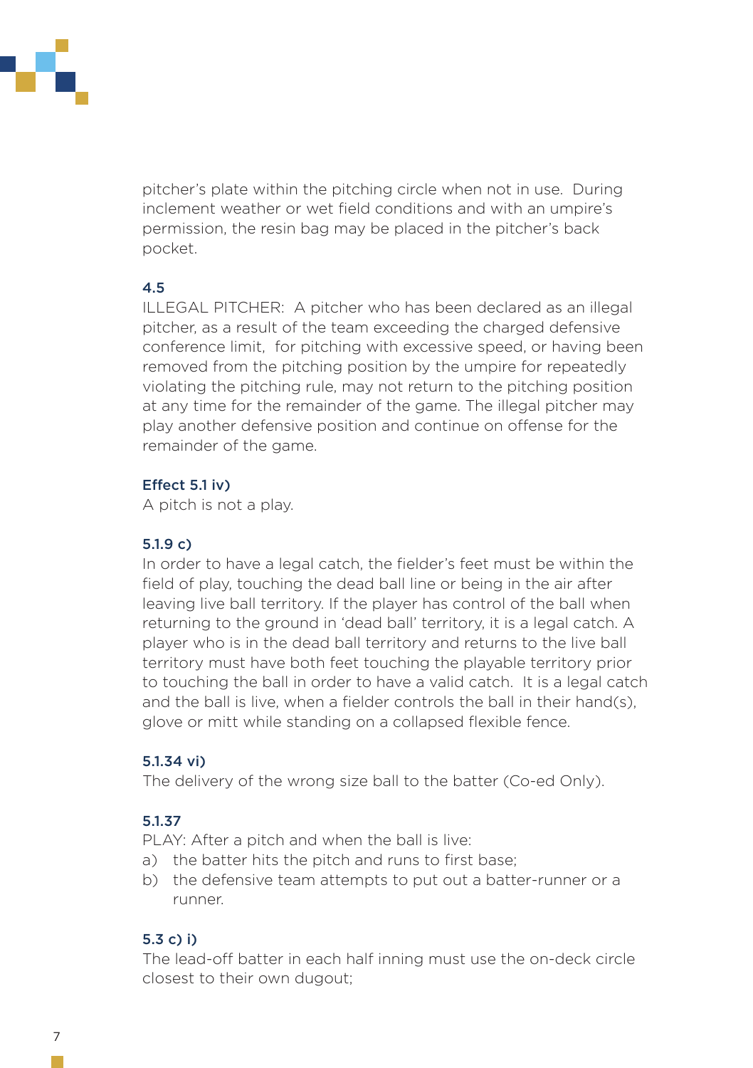pitcher's plate within the pitching circle when not in use. During inclement weather or wet field conditions and with an umpire's permission, the resin bag may be placed in the pitcher's back pocket.

### 4.5

ILLEGAL PITCHER: A pitcher who has been declared as an illegal pitcher, as a result of the team exceeding the charged defensive conference limit, for pitching with excessive speed, or having been removed from the pitching position by the umpire for repeatedly violating the pitching rule, may not return to the pitching position at any time for the remainder of the game. The illegal pitcher may play another defensive position and continue on offense for the remainder of the game.

### Effect 5.1 iv)

A pitch is not a play.

### 5.1.9 c)

In order to have a legal catch, the fielder's feet must be within the field of play, touching the dead ball line or being in the air after leaving live ball territory. If the player has control of the ball when returning to the ground in 'dead ball' territory, it is a legal catch. A player who is in the dead ball territory and returns to the live ball territory must have both feet touching the playable territory prior to touching the ball in order to have a valid catch. It is a legal catch and the ball is live, when a fielder controls the ball in their hand(s), glove or mitt while standing on a collapsed flexible fence.

### 5.1.34 vi)

The delivery of the wrong size ball to the batter (Co-ed Only).

### 5.1.37

PLAY: After a pitch and when the ball is live:

a) the batter hits the pitch and runs to first base;
b) the defensive team attempts to put out a batter-runner or a runner.

### 5.3 c) i)

The lead-off batter in each half inning must use the on-deck circle closest to their own dugout;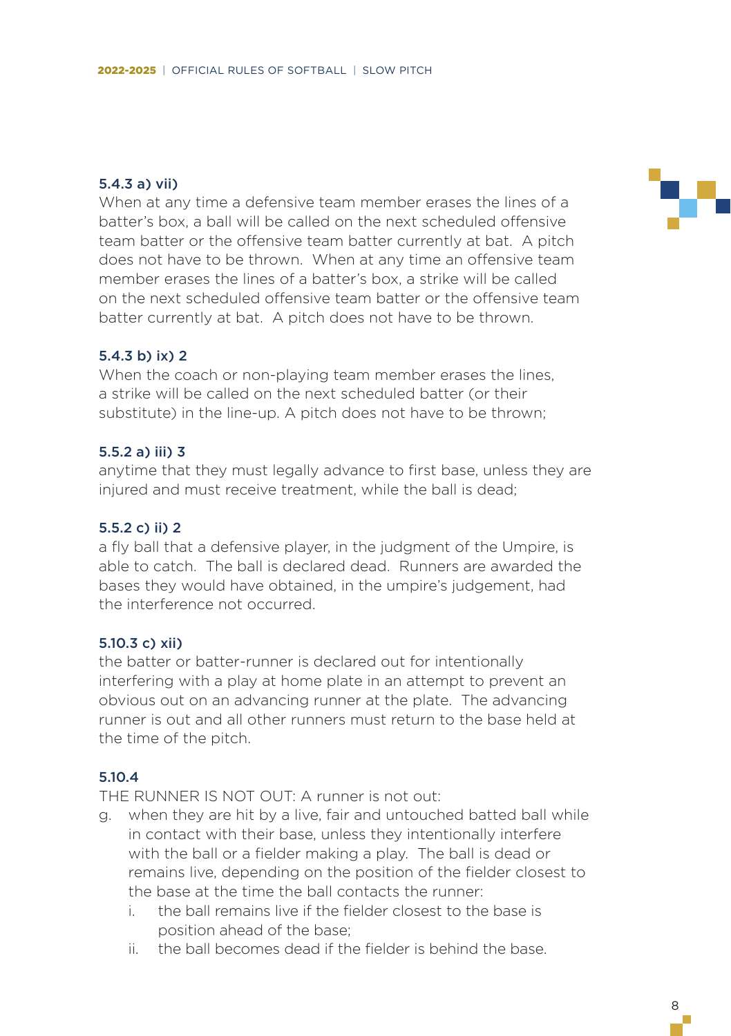### 5.4.3 a) vii)

When at any time a defensive team member erases the lines of a batter's box, a ball will be called on the next scheduled offensive team batter or the offensive team batter currently at bat. A pitch does not have to be thrown. When at any time an offensive team member erases the lines of a batter's box, a strike will be called on the next scheduled offensive team batter or the offensive team batter currently at bat. A pitch does not have to be thrown.

### 5.4.3 b) ix) 2

When the coach or non-playing team member erases the lines, a strike will be called on the next scheduled batter (or their substitute) in the line-up. A pitch does not have to be thrown;

### 5.5.2 a) iii) 3

anytime that they must legally advance to first base, unless they are injured and must receive treatment, while the ball is dead;

### 5.5.2 c) ii) 2

a fly ball that a defensive player, in the judgment of the Umpire, is able to catch. The ball is declared dead. Runners are awarded the bases they would have obtained, in the umpire's judgement, had the interference not occurred.

### 5.10.3 c) xii)

the batter or batter-runner is declared out for intentionally interfering with a play at home plate in an attempt to prevent an obvious out on an advancing runner at the plate. The advancing runner is out and all other runners must return to the base held at the time of the pitch.

### 5.10.4

THE RUNNER IS NOT OUT: A runner is not out:

g. when they are hit by a live, fair and untouched batted ball while in contact with their base, unless they intentionally interfere with the ball or a fielder making a play. The ball is dead or remains live, depending on the position of the fielder closest to the base at the time the ball contacts the runner:
   i. the ball remains live if the fielder closest to the base is position ahead of the base;
   ii. the ball becomes dead if the fielder is behind the base.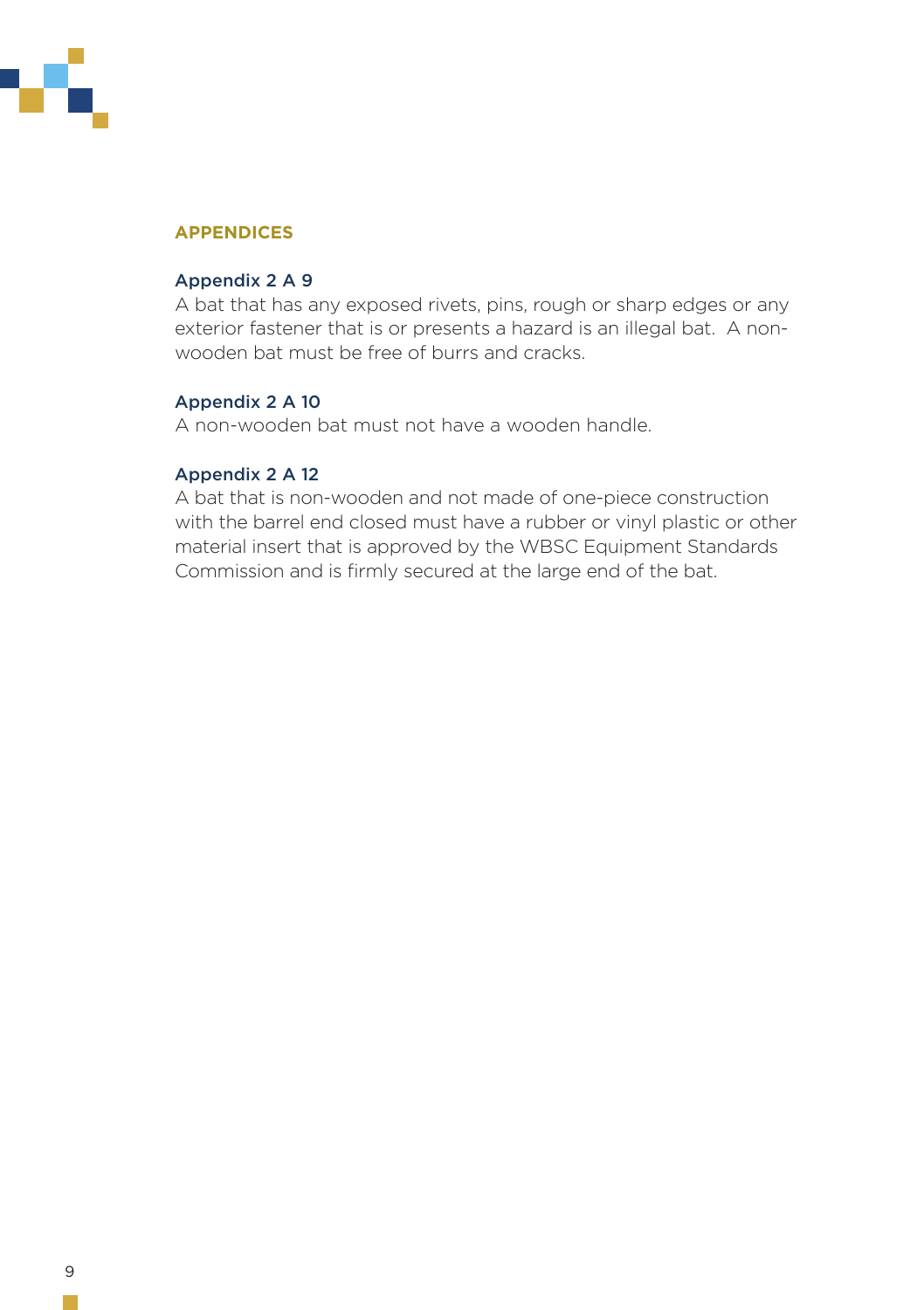## APPENDICES

### Appendix 2 A 9

A bat that has any exposed rivets, pins, rough or sharp edges or any exterior fastener that is or presents a hazard is an illegal bat. A non-wooden bat must be free of burrs and cracks.

### Appendix 2 A 10

A non-wooden bat must not have a wooden handle.

### Appendix 2 A 12

A bat that is non-wooden and not made of one-piece construction with the barrel end closed must have a rubber or vinyl plastic or other material insert that is approved by the WBSC Equipment Standards Commission and is firmly secured at the large end of the bat.